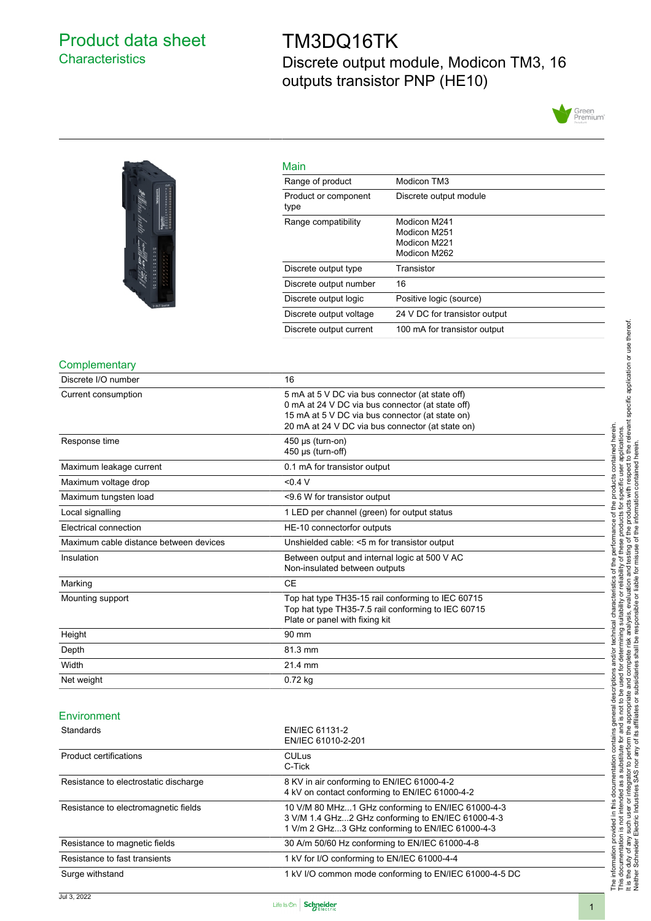# Product data sheet
## Characteristics

# TM3DQ16TK
## Discrete output module, Modicon TM3, 16 outputs transistor PNP (HE10)

### Main

| | |
|---|---|
| Range of product | Modicon TM3 |
| Product or component type | Discrete output module |
| Range compatibility | Modicon M241<br>Modicon M251<br>Modicon M221<br>Modicon M262 |
| Discrete output type | Transistor |
| Discrete output number | 16 |
| Discrete output logic | Positive logic (source) |
| Discrete output voltage | 24 V DC for transistor output |
| Discrete output current | 100 mA for transistor output |

### Complementary

| | |
|---|---|
| Discrete I/O number | 16 |
| Current consumption | 5 mA at 5 V DC via bus connector (at state off)<br>0 mA at 24 V DC via bus connector (at state off)<br>15 mA at 5 V DC via bus connector (at state on)<br>20 mA at 24 V DC via bus connector (at state on) |
| Response time | 450 µs (turn-on)<br>450 µs (turn-off) |
| Maximum leakage current | 0.1 mA for transistor output |
| Maximum voltage drop | <0.4 V |
| Maximum tungsten load | <9.6 W for transistor output |
| Local signalling | 1 LED per channel (green) for output status |
| Electrical connection | HE-10 connectorfor outputs |
| Maximum cable distance between devices | Unshielded cable: <5 m for transistor output |
| Insulation | Between output and internal logic at 500 V AC<br>Non-insulated between outputs |
| Marking | CE |
| Mounting support | Top hat type TH35-15 rail conforming to IEC 60715<br>Top hat type TH35-7.5 rail conforming to IEC 60715<br>Plate or panel with fixing kit |
| Height | 90 mm |
| Depth | 81.3 mm |
| Width | 21.4 mm |
| Net weight | 0.72 kg |

### Environment

| | |
|---|---|
| Standards | EN/IEC 61131-2<br>EN/IEC 61010-2-201 |
| Product certifications | CULus<br>C-Tick |
| Resistance to electrostatic discharge | 8 KV in air conforming to EN/IEC 61000-4-2<br>4 kV on contact conforming to EN/IEC 61000-4-2 |
| Resistance to electromagnetic fields | 10 V/M 80 MHz...1 GHz conforming to EN/IEC 61000-4-3<br>3 V/M 1.4 GHz...2 GHz conforming to EN/IEC 61000-4-3<br>1 V/m 2 GHz...3 GHz conforming to EN/IEC 61000-4-3 |
| Resistance to magnetic fields | 30 A/m 50/60 Hz conforming to EN/IEC 61000-4-8 |
| Resistance to fast transients | 1 kV for I/O conforming to EN/IEC 61000-4-4 |
| Surge withstand | 1 kV I/O common mode conforming to EN/IEC 61000-4-5 DC |

The information provided in this documentation contains general descriptions and/or technical characteristics of the performance of the products contained herein.
This documentation is not intended as a substitute for and is not to be used for determining suitability or reliability of these products for specific user applications.
It is the duty of any such user or integrator to perform the appropriate and complete risk analysis, evaluation and testing of the products with respect to the relevant specific application or use thereof.
Neither Schneider Electric Industries SAS nor any of its affiliates or subsidiaries shall be responsible or liable for misuse of the information contained herein.

Jul 3, 2022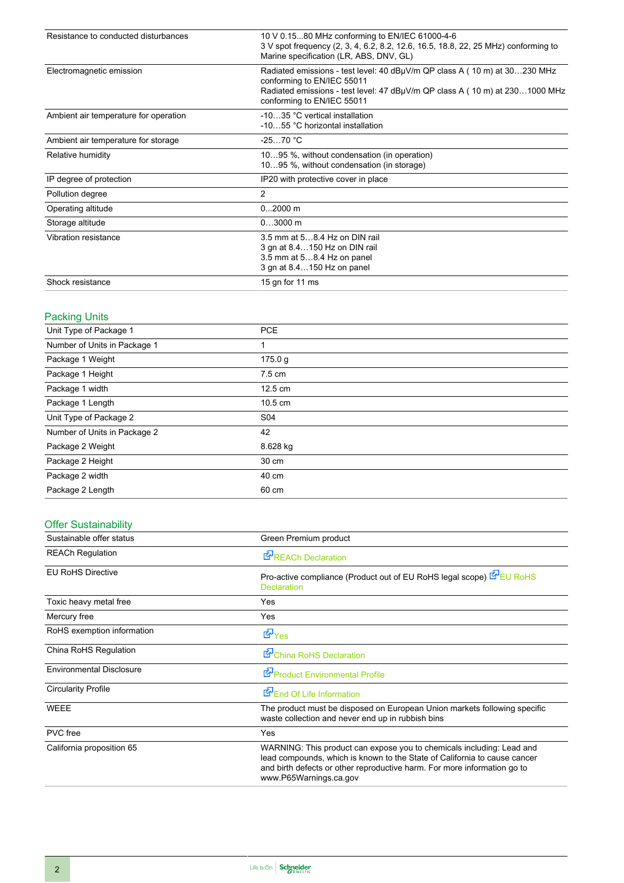| | |
|---|---|
| Resistance to conducted disturbances | 10 V 0.15...80 MHz conforming to EN/IEC 61000-4-6<br>3 V spot frequency (2, 3, 4, 6.2, 8.2, 12.6, 16.5, 18.8, 22, 25 MHz) conforming to Marine specification (LR, ABS, DNV, GL) |
| Electromagnetic emission | Radiated emissions - test level: 40 dBµV/m QP class A ( 10 m) at 30…230 MHz conforming to EN/IEC 55011<br>Radiated emissions - test level: 47 dBµV/m QP class A ( 10 m) at 230…1000 MHz conforming to EN/IEC 55011 |
| Ambient air temperature for operation | -10…35 °C vertical installation<br>-10…55 °C horizontal installation |
| Ambient air temperature for storage | -25…70 °C |
| Relative humidity | 10…95 %, without condensation (in operation)<br>10…95 %, without condensation (in storage) |
| IP degree of protection | IP20 with protective cover in place |
| Pollution degree | 2 |
| Operating altitude | 0...2000 m |
| Storage altitude | 0…3000 m |
| Vibration resistance | 3.5 mm at 5…8.4 Hz on DIN rail<br>3 gn at 8.4…150 Hz on DIN rail<br>3.5 mm at 5…8.4 Hz on panel<br>3 gn at 8.4…150 Hz on panel |
| Shock resistance | 15 gn for 11 ms |

## Packing Units

| | |
|---|---|
| Unit Type of Package 1 | PCE |
| Number of Units in Package 1 | 1 |
| Package 1 Weight | 175.0 g |
| Package 1 Height | 7.5 cm |
| Package 1 width | 12.5 cm |
| Package 1 Length | 10.5 cm |
| Unit Type of Package 2 | S04 |
| Number of Units in Package 2 | 42 |
| Package 2 Weight | 8.628 kg |
| Package 2 Height | 30 cm |
| Package 2 width | 40 cm |
| Package 2 Length | 60 cm |

## Offer Sustainability

| | |
|---|---|
| Sustainable offer status | Green Premium product |
| REACh Regulation | REACh Declaration |
| EU RoHS Directive | Pro-active compliance (Product out of EU RoHS legal scope) EU RoHS Declaration |
| Toxic heavy metal free | Yes |
| Mercury free | Yes |
| RoHS exemption information | Yes |
| China RoHS Regulation | China RoHS Declaration |
| Environmental Disclosure | Product Environmental Profile |
| Circularity Profile | End Of Life Information |
| WEEE | The product must be disposed on European Union markets following specific waste collection and never end up in rubbish bins |
| PVC free | Yes |
| California proposition 65 | WARNING: This product can expose you to chemicals including: Lead and lead compounds, which is known to the State of California to cause cancer and birth defects or other reproductive harm. For more information go to www.P65Warnings.ca.gov |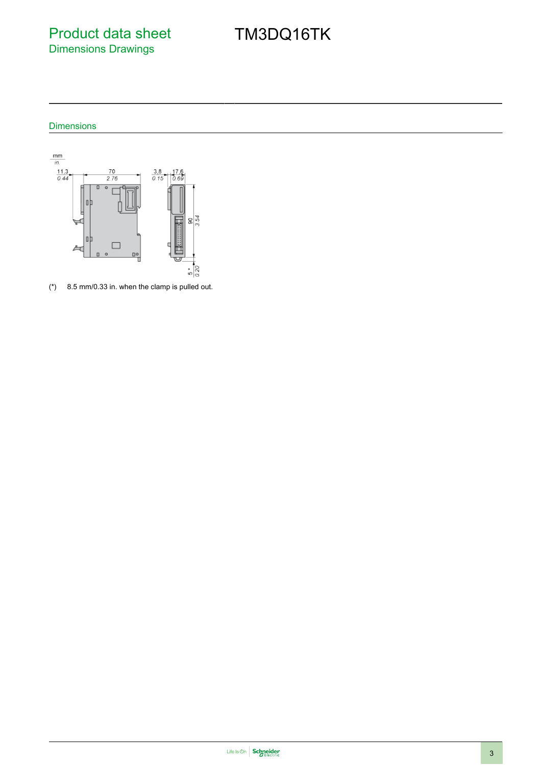# Product data sheet

## Dimensions Drawings

# TM3DQ16TK

### Dimensions

(*) 8.5 mm/0.33 in. when the clamp is pulled out.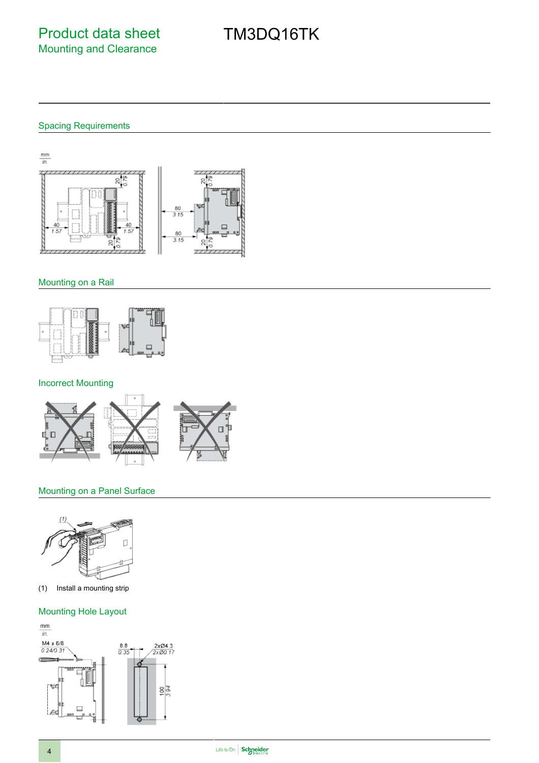# Product data sheet

## Mounting and Clearance

# TM3DQ16TK

## Spacing Requirements

## Mounting on a Rail

## Incorrect Mounting

## Mounting on a Panel Surface

(1) Install a mounting strip

## Mounting Hole Layout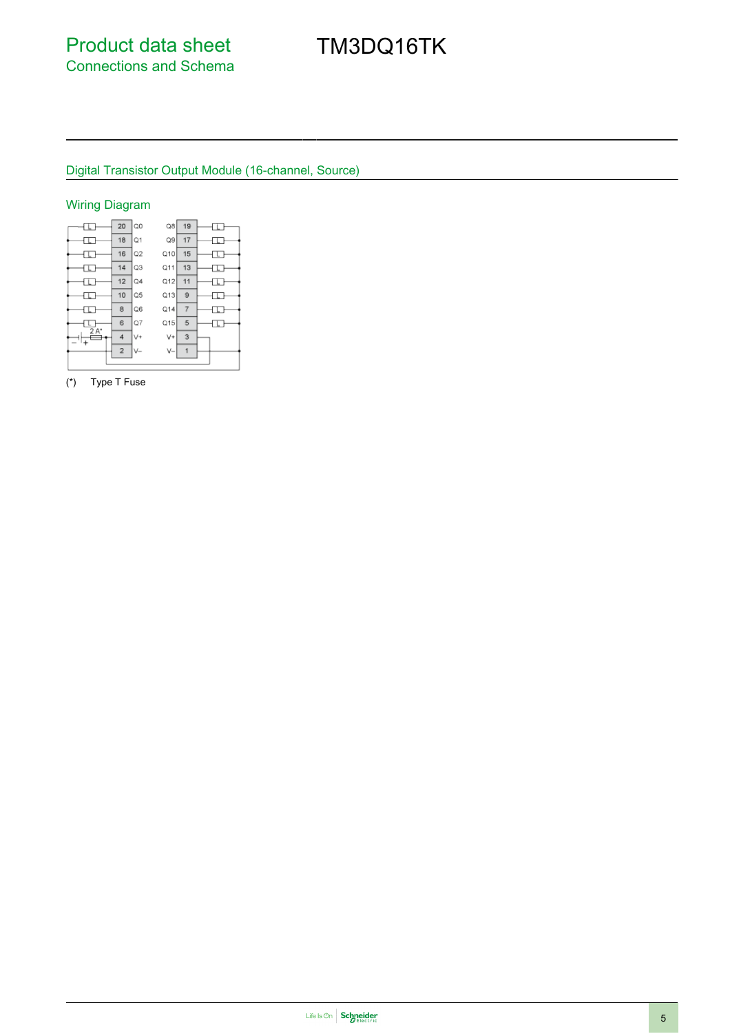# Product data sheet

## Connections and Schema

# TM3DQ16TK

## Digital Transistor Output Module (16-channel, Source)

### Wiring Diagram

20 Q0
18 Q1
16 Q2
14 Q3
12 Q4
10 Q5
8 Q6
6 Q7
4 V+
2 V–

Q8 19
Q9 17
Q10 15
Q11 13
Q12 11
Q13 9
Q14 7
Q15 5
V+ 3
V– 1

2 A*

(*) Type T Fuse